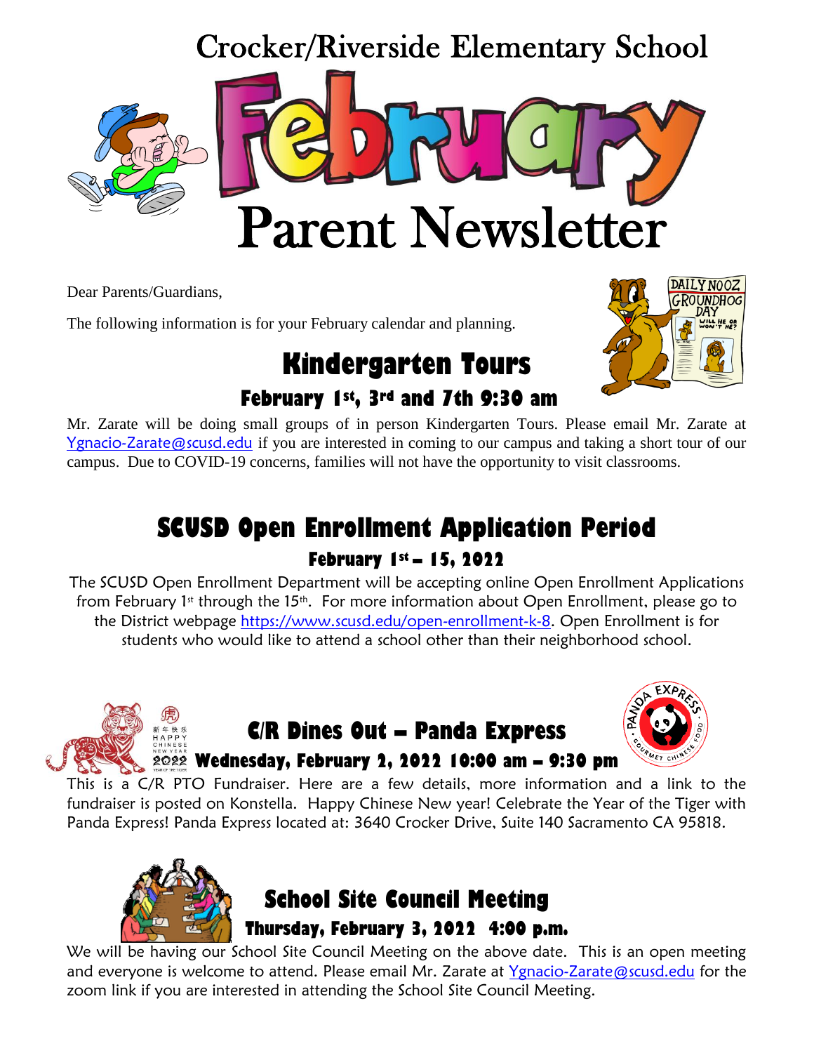# Crocker/Riverside Elementary School

# February Parent Newsletter

Dear Parents/Guardians,

The following information is for your February calendar and planning.

## Kindergarten Tours

### February 1st, 3rd and 7th 9:30 am

Mr. Zarate will be doing small groups of in person Kindergarten Tours. Please email Mr. Zarate at Ygnacio-Zarate@scusd.edu if you are interested in coming to our campus and taking a short tour of our campus. Due to COVID-19 concerns, families will not have the opportunity to visit classrooms.

## SCUSD Open Enrollment Application Period

### February 1st – 15, 2022

The SCUSD Open Enrollment Department will be accepting online Open Enrollment Applications from February 1st through the 15th. For more information about Open Enrollment, please go to the District webpage https://www.scusd.edu/open-enrollment-k-8. Open Enrollment is for students who would like to attend a school other than their neighborhood school.

## C/R Dines Out – Panda Express

### Wednesday, February 2, 2022 10:00 am – 9:30 pm

This is a C/R PTO Fundraiser. Here are a few details, more information and a link to the fundraiser is posted on Konstella. Happy Chinese New year! Celebrate the Year of the Tiger with Panda Express! Panda Express located at: 3640 Crocker Drive, Suite 140 Sacramento CA 95818.

## School Site Council Meeting

### Thursday, February 3, 2022 4:00 p.m.

We will be having our School Site Council Meeting on the above date. This is an open meeting and everyone is welcome to attend. Please email Mr. Zarate at Ygnacio-Zarate@scusd.edu for the zoom link if you are interested in attending the School Site Council Meeting.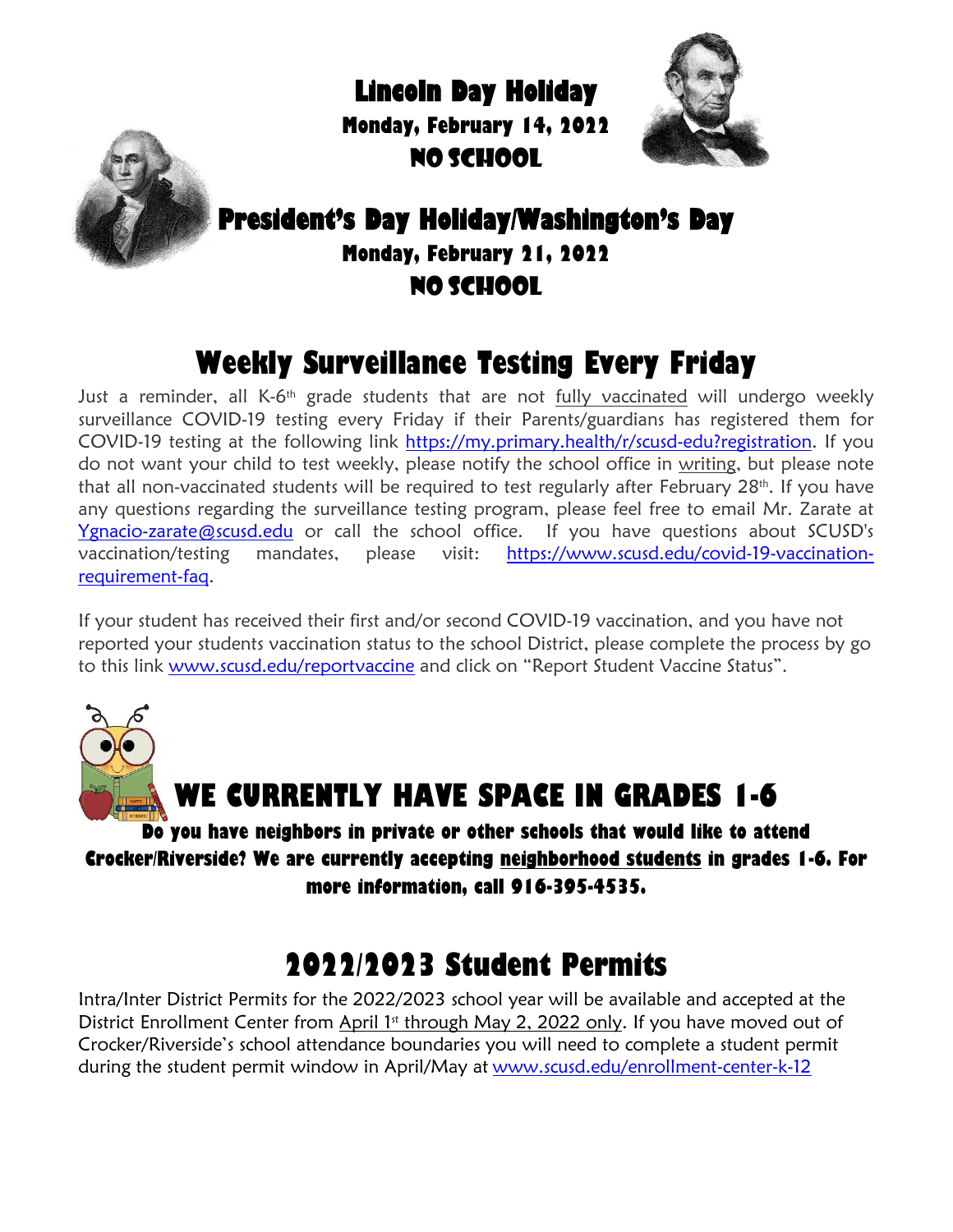# Lincoln Day Holiday

**Monday, February 14, 2022**

**NO SCHOOL**

# President's Day Holiday/Washington's Day

**Monday, February 21, 2022**

**NO SCHOOL**

# Weekly Surveillance Testing Every Friday

Just a reminder, all K-6th grade students that are not fully vaccinated will undergo weekly surveillance COVID-19 testing every Friday if their Parents/guardians has registered them for COVID-19 testing at the following link https://my.primary.health/r/scusd-edu?registration. If you do not want your child to test weekly, please notify the school office in writing, but please note that all non-vaccinated students will be required to test regularly after February 28th. If you have any questions regarding the surveillance testing program, please feel free to email Mr. Zarate at Ygnacio-zarate@scusd.edu or call the school office. If you have questions about SCUSD's vaccination/testing mandates, please visit: https://www.scusd.edu/covid-19-vaccination-requirement-faq.

If your student has received their first and/or second COVID-19 vaccination, and you have not reported your students vaccination status to the school District, please complete the process by go to this link www.scusd.edu/reportvaccine and click on "Report Student Vaccine Status".

# WE CURRENTLY HAVE SPACE IN GRADES 1-6

**Do you have neighbors in private or other schools that would like to attend Crocker/Riverside? We are currently accepting neighborhood students in grades 1-6. For more information, call 916-395-4535.**

# 2022/2023 Student Permits

Intra/Inter District Permits for the 2022/2023 school year will be available and accepted at the District Enrollment Center from April 1st through May 2, 2022 only. If you have moved out of Crocker/Riverside's school attendance boundaries you will need to complete a student permit during the student permit window in April/May at www.scusd.edu/enrollment-center-k-12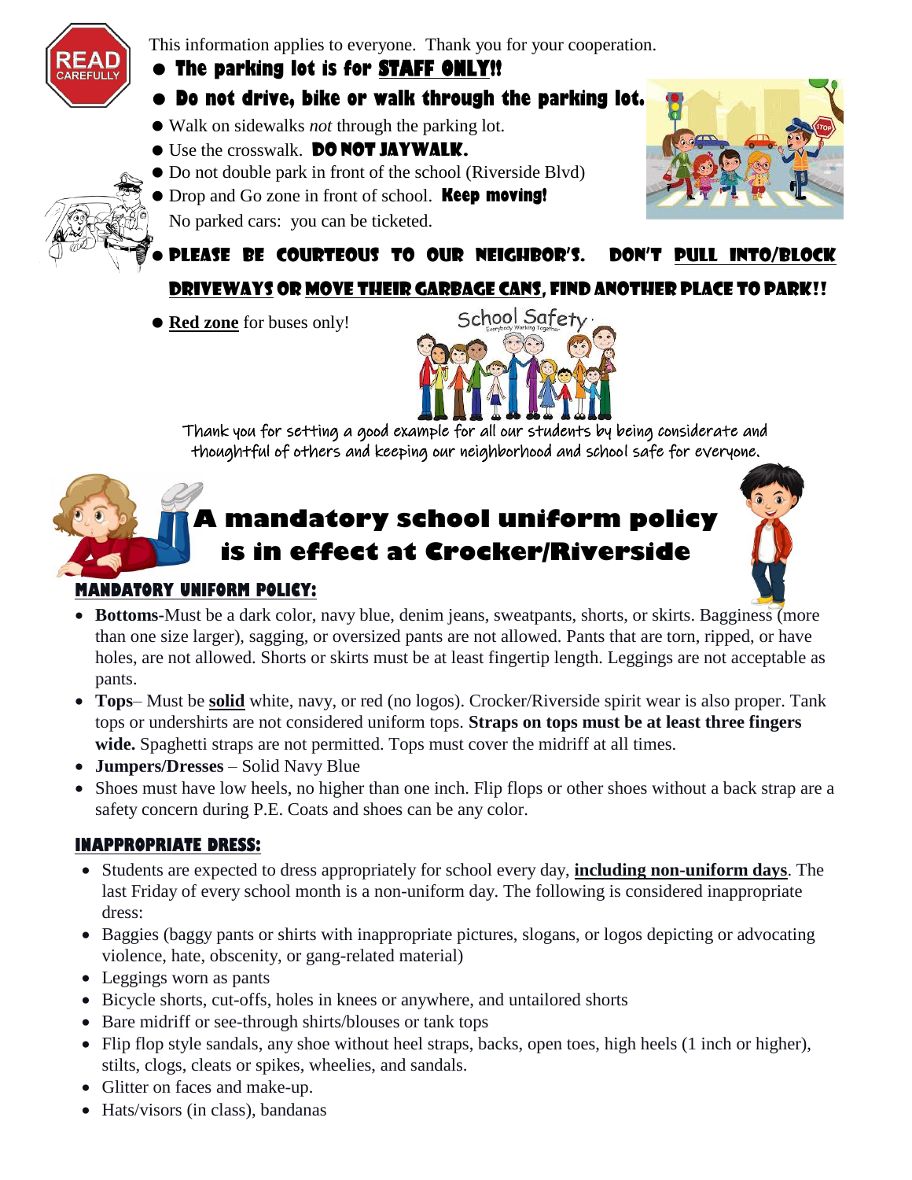This information applies to everyone. Thank you for your cooperation.

- **The parking lot is for STAFF ONLY!!**
- **Do not drive, bike or walk through the parking lot.**
- Walk on sidewalks *not* through the parking lot.
- Use the crosswalk. **DO NOT JAYWALK.**
- Do not double park in front of the school (Riverside Blvd)
- Drop and Go zone in front of school. **Keep moving!** No parked cars: you can be ticketed.
- **PLEASE BE COURTEOUS TO OUR NEIGHBOR'S. DON'T PULL INTO/BLOCK DRIVEWAYS OR MOVE THEIR GARBAGE CANS, FIND ANOTHER PLACE TO PARK!!**
- **Red zone** for buses only!

School Safety

Thank you for setting a good example for all our students by being considerate and thoughtful of others and keeping our neighborhood and school safe for everyone.

# A mandatory school uniform policy is in effect at Crocker/Riverside

## MANDATORY UNIFORM POLICY:

- **Bottoms-**Must be a dark color, navy blue, denim jeans, sweatpants, shorts, or skirts. Bagginess (more than one size larger), sagging, or oversized pants are not allowed. Pants that are torn, ripped, or have holes, are not allowed. Shorts or skirts must be at least fingertip length. Leggings are not acceptable as pants.
- **Tops**– Must be **solid** white, navy, or red (no logos). Crocker/Riverside spirit wear is also proper. Tank tops or undershirts are not considered uniform tops. **Straps on tops must be at least three fingers wide.** Spaghetti straps are not permitted. Tops must cover the midriff at all times.
- **Jumpers/Dresses** – Solid Navy Blue
- Shoes must have low heels, no higher than one inch. Flip flops or other shoes without a back strap are a safety concern during P.E. Coats and shoes can be any color.

## INAPPROPRIATE DRESS:

- Students are expected to dress appropriately for school every day, **including non-uniform days**. The last Friday of every school month is a non-uniform day. The following is considered inappropriate dress:
- Baggies (baggy pants or shirts with inappropriate pictures, slogans, or logos depicting or advocating violence, hate, obscenity, or gang-related material)
- Leggings worn as pants
- Bicycle shorts, cut-offs, holes in knees or anywhere, and untailored shorts
- Bare midriff or see-through shirts/blouses or tank tops
- Flip flop style sandals, any shoe without heel straps, backs, open toes, high heels (1 inch or higher), stilts, clogs, cleats or spikes, wheelies, and sandals.
- Glitter on faces and make-up.
- Hats/visors (in class), bandanas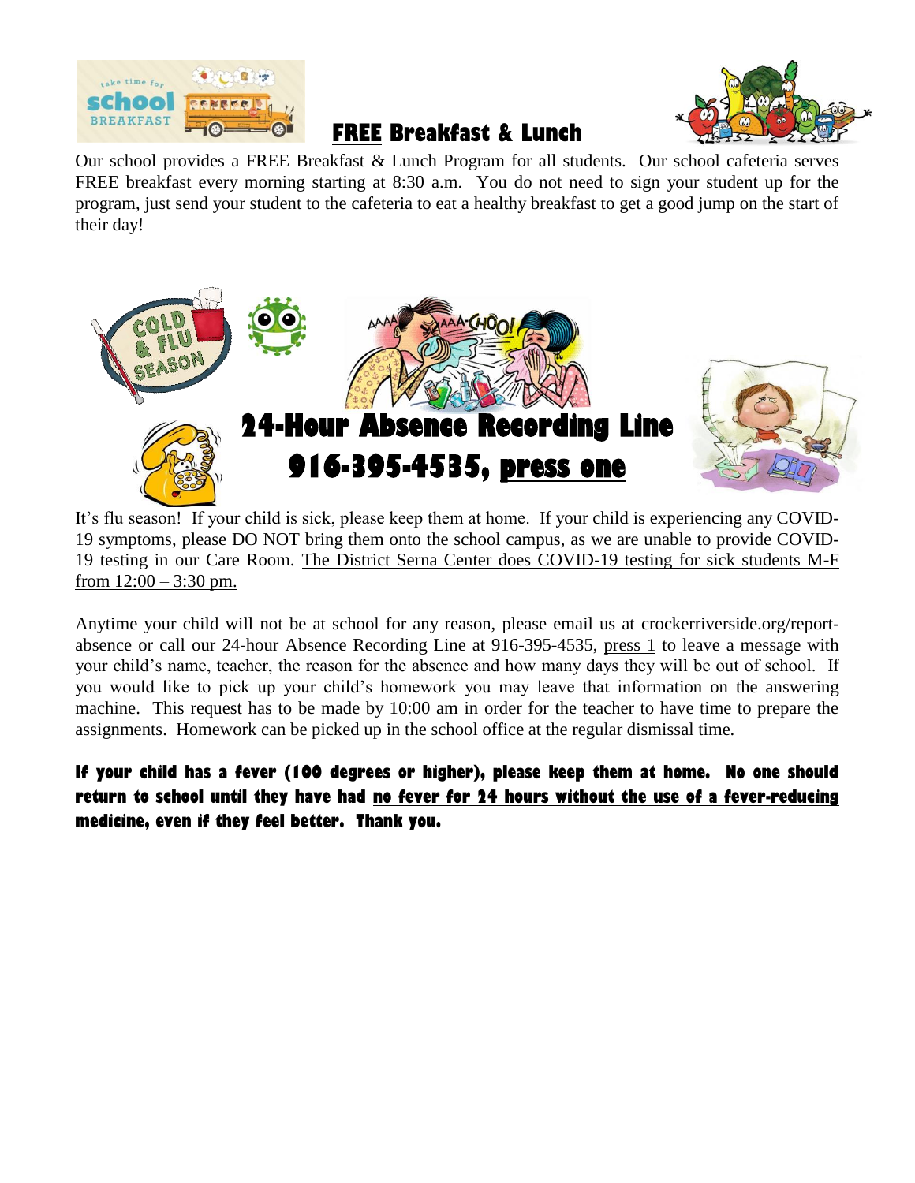## **<u>FREE</u> Breakfast & Lunch**

Our school provides a FREE Breakfast & Lunch Program for all students. Our school cafeteria serves FREE breakfast every morning starting at 8:30 a.m. You do not need to sign your student up for the program, just send your student to the cafeteria to eat a healthy breakfast to get a good jump on the start of their day!

## **24-Hour Absence Recording Line**

## **916-395-4535, <u>press one</u>**

It's flu season! If your child is sick, please keep them at home. If your child is experiencing any COVID-19 symptoms, please DO NOT bring them onto the school campus, as we are unable to provide COVID-19 testing in our Care Room. <u>The District Serna Center does COVID-19 testing for sick students M-F from 12:00 – 3:30 pm.</u>

Anytime your child will not be at school for any reason, please email us at crockerriverside.org/report-absence or call our 24-hour Absence Recording Line at 916-395-4535, <u>press 1</u> to leave a message with your child's name, teacher, the reason for the absence and how many days they will be out of school. If you would like to pick up your child's homework you may leave that information on the answering machine. This request has to be made by 10:00 am in order for the teacher to have time to prepare the assignments. Homework can be picked up in the school office at the regular dismissal time.

**If your child has a fever (100 degrees or higher), please keep them at home. No one should return to school until they have had <u>no fever for 24 hours without the use of a fever-reducing medicine, even if they feel better</u>. Thank you.**